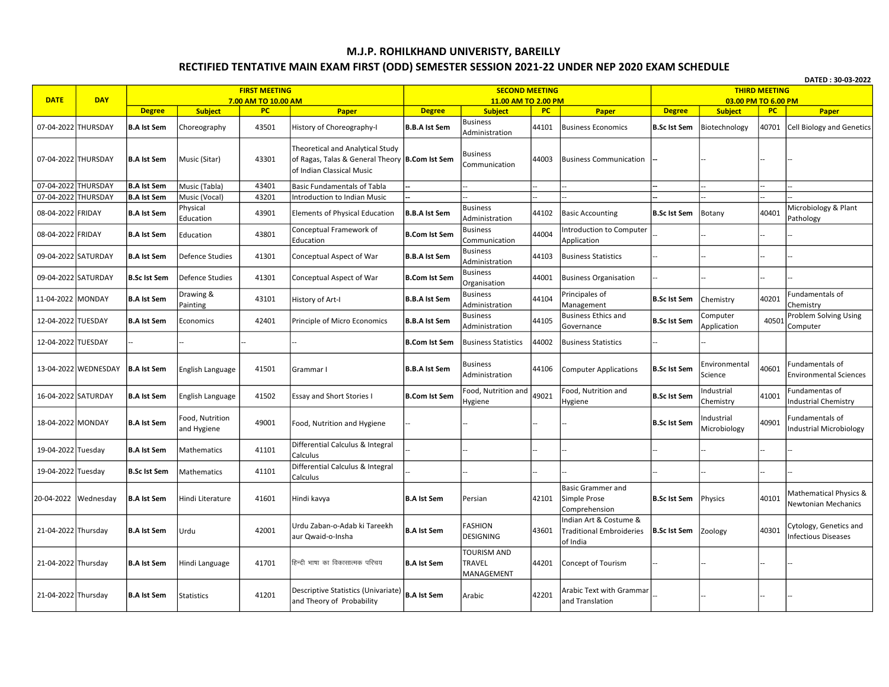# M.J.P. ROHILKHAND UNIVERISTY, BAREILLY

## RECTIFIED TENTATIVE MAIN EXAM FIRST (ODD) SEMESTER SESSION 2021-22 UNDER NEP 2020 EXAM SCHEDULE

DATED : 30-03-2022

| DATE | DAY | FIRST MEETING 7.00 AM TO 10.00 AM | | | | SECOND MEETING 11.00 AM TO 2.00 PM | | | | THIRD MEETING 03.00 PM TO 6.00 PM | | | |
|---|---|---|---|---|---|---|---|---|---|---|---|---|---|
| | | **Degree** | **Subject** | **PC** | **Paper** | **Degree** | **Subject** | **PC** | **Paper** | **Degree** | **Subject** | **PC** | **Paper** |
| 07-04-2022 | THURSDAY | **B.A Ist Sem** | Choreography | 43501 | History of Choreography-I | **B.B.A Ist Sem** | Business Administration | 44101 | Business Economics | **B.Sc Ist Sem** | Biotechnology | 40701 | Cell Biology and Genetics |
| 07-04-2022 | THURSDAY | **B.A Ist Sem** | Music (Sitar) | 43301 | Theoretical and Analytical Study of Ragas, Talas & General Theory of Indian Classical Music | **B.Com Ist Sem** | Business Communication | 44003 | Business Communication | -- | -- | -- | -- |
| 07-04-2022 | THURSDAY | **B.A Ist Sem** | Music (Tabla) | 43401 | Basic Fundamentals of Tabla | -- | -- | -- | -- | -- | -- | -- | -- |
| 07-04-2022 | THURSDAY | **B.A Ist Sem** | Music (Vocal) | 43201 | Introduction to Indian Music | -- | -- | -- | -- | -- | -- | -- | -- |
| 08-04-2022 | FRIDAY | **B.A Ist Sem** | Physical Education | 43901 | Elements of Physical Education | **B.B.A Ist Sem** | Business Administration | 44102 | Basic Accounting | **B.Sc Ist Sem** | Botany | 40401 | Microbiology & Plant Pathology |
| 08-04-2022 | FRIDAY | **B.A Ist Sem** | Education | 43801 | Conceptual Framework of Education | **B.Com Ist Sem** | Business Communication | 44004 | Introduction to Computer Application | -- | -- | -- | -- |
| 09-04-2022 | SATURDAY | **B.A Ist Sem** | Defence Studies | 41301 | Conceptual Aspect of War | **B.B.A Ist Sem** | Business Administration | 44103 | Business Statistics | -- | -- | -- | -- |
| 09-04-2022 | SATURDAY | **B.Sc Ist Sem** | Defence Studies | 41301 | Conceptual Aspect of War | **B.Com Ist Sem** | Business Organisation | 44001 | Business Organisation | -- | -- | -- | -- |
| 11-04-2022 | MONDAY | **B.A Ist Sem** | Drawing & Painting | 43101 | History of Art-I | **B.B.A Ist Sem** | Business Administration | 44104 | Principales of Management | **B.Sc Ist Sem** | Chemistry | 40201 | Fundamentals of Chemistry |
| 12-04-2022 | TUESDAY | **B.A Ist Sem** | Economics | 42401 | Principle of Micro Economics | **B.B.A Ist Sem** | Business Administration | 44105 | Business Ethics and Governance | **B.Sc Ist Sem** | Computer Application | 40501 | Problem Solving Using Computer |
| 12-04-2022 | TUESDAY | -- | -- | -- | -- | **B.Com Ist Sem** | Business Statistics | 44002 | Business Statistics | -- | -- | | |
| 13-04-2022 | WEDNESDAY | **B.A Ist Sem** | English Language | 41501 | Grammar I | **B.B.A Ist Sem** | Business Administration | 44106 | Computer Applications | **B.Sc Ist Sem** | Environmental Science | 40601 | Fundamentals of Environmental Sciences |
| 16-04-2022 | SATURDAY | **B.A Ist Sem** | English Language | 41502 | Essay and Short Stories I | **B.Com Ist Sem** | Food, Nutrition and Hygiene | 49021 | Food, Nutrition and Hygiene | **B.Sc Ist Sem** | Industrial Chemistry | 41001 | Fundamentas of Industrial Chemistry |
| 18-04-2022 | MONDAY | **B.A Ist Sem** | Food, Nutrition and Hygiene | 49001 | Food, Nutrition and Hygiene | -- | -- | -- | -- | **B.Sc Ist Sem** | Industrial Microbiology | 40901 | Fundamentals of Industrial Microbiology |
| 19-04-2022 | Tuesday | **B.A Ist Sem** | Mathematics | 41101 | Differential Calculus & Integral Calculus | -- | -- | -- | -- | -- | -- | -- | -- |
| 19-04-2022 | Tuesday | **B.Sc Ist Sem** | Mathematics | 41101 | Differential Calculus & Integral Calculus | -- | -- | -- | -- | -- | -- | -- | -- |
| 20-04-2022 | Wednesday | **B.A Ist Sem** | Hindi Literature | 41601 | Hindi kavya | **B.A Ist Sem** | Persian | 42101 | Basic Grammer and Simple Prose Comprehension | **B.Sc Ist Sem** | Physics | 40101 | Mathematical Physics & Newtonian Mechanics |
| 21-04-2022 | Thursday | **B.A Ist Sem** | Urdu | 42001 | Urdu Zaban-o-Adab ki Tareekh aur Qwaid-o-Insha | **B.A Ist Sem** | FASHION DESIGNING | 43601 | Indian Art & Costume & Traditional Embroideries of India | **B.Sc Ist Sem** | Zoology | 40301 | Cytology, Genetics and Infectious Diseases |
| 21-04-2022 | Thursday | **B.A Ist Sem** | Hindi Language | 41701 | हिन्दी भाषा का विकासात्मक परिचय | **B.A Ist Sem** | TOURISM AND TRAVEL MANAGEMENT | 44201 | Concept of Tourism | -- | -- | -- | -- |
| 21-04-2022 | Thursday | **B.A Ist Sem** | Statistics | 41201 | Descriptive Statistics (Univariate) and Theory of Probability | **B.A Ist Sem** | Arabic | 42201 | Arabic Text with Grammar and Translation | -- | -- | -- | -- |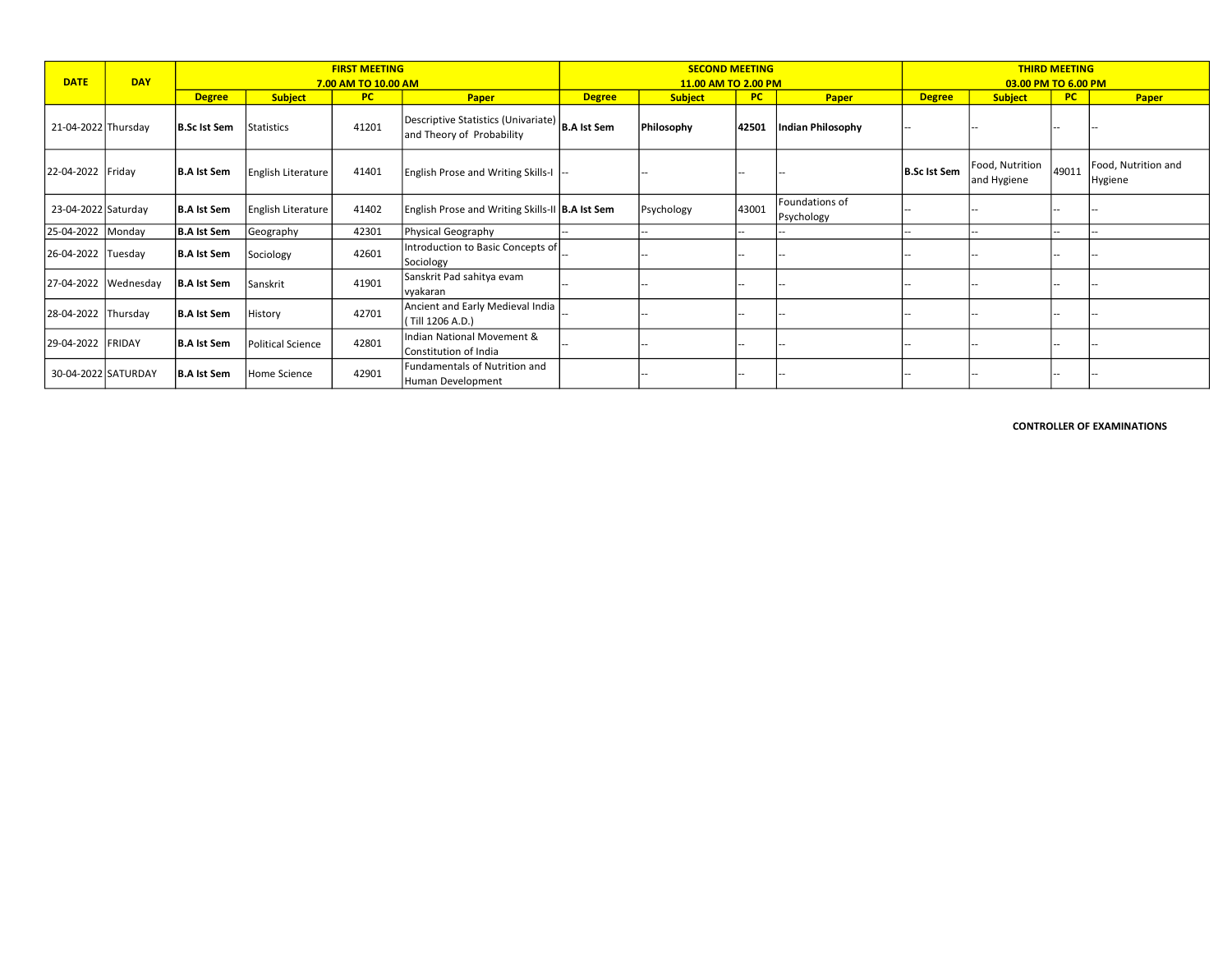| DATE | DAY | FIRST MEETING 7.00 AM TO 10.00 AM | | | | SECOND MEETING 11.00 AM TO 2.00 PM | | | | THIRD MEETING 03.00 PM TO 6.00 PM | | | |
|---|---|---|---|---|---|---|---|---|---|---|---|---|---|
| | | **Degree** | **Subject** | **PC** | **Paper** | **Degree** | **Subject** | **PC** | **Paper** | **Degree** | **Subject** | **PC** | **Paper** |
| 21-04-2022 | Thursday | **B.Sc Ist Sem** | Statistics | 41201 | Descriptive Statistics (Univariate) and Theory of Probability | **B.A Ist Sem** | **Philosophy** | **42501** | **Indian Philosophy** | -- | -- | -- | -- |
| 22-04-2022 | Friday | **B.A Ist Sem** | English Literature | 41401 | English Prose and Writing Skills-I | -- | -- | -- | -- | **B.Sc Ist Sem** | Food, Nutrition and Hygiene | 49011 | Food, Nutrition and Hygiene |
| 23-04-2022 | Saturday | **B.A Ist Sem** | English Literature | 41402 | English Prose and Writing Skills-II | **B.A Ist Sem** | Psychology | 43001 | Foundations of Psychology | -- | -- | -- | -- |
| 25-04-2022 | Monday | **B.A Ist Sem** | Geography | 42301 | Physical Geography | -- | -- | -- | -- | -- | -- | -- | -- |
| 26-04-2022 | Tuesday | **B.A Ist Sem** | Sociology | 42601 | Introduction to Basic Concepts of Sociology | -- | -- | -- | -- | -- | -- | -- | -- |
| 27-04-2022 | Wednesday | **B.A Ist Sem** | Sanskrit | 41901 | Sanskrit Pad sahitya evam vyakaran | -- | -- | -- | -- | -- | -- | -- | -- |
| 28-04-2022 | Thursday | **B.A Ist Sem** | History | 42701 | Ancient and Early Medieval India ( Till 1206 A.D.) | -- | -- | -- | -- | -- | -- | -- | -- |
| 29-04-2022 | FRIDAY | **B.A Ist Sem** | Political Science | 42801 | Indian National Movement & Constitution of India | -- | -- | -- | -- | -- | -- | -- | -- |
| 30-04-2022 | SATURDAY | **B.A Ist Sem** | Home Science | 42901 | Fundamentals of Nutrition and Human Development | | -- | -- | -- | -- | -- | -- | -- |

**CONTROLLER OF EXAMINATIONS**